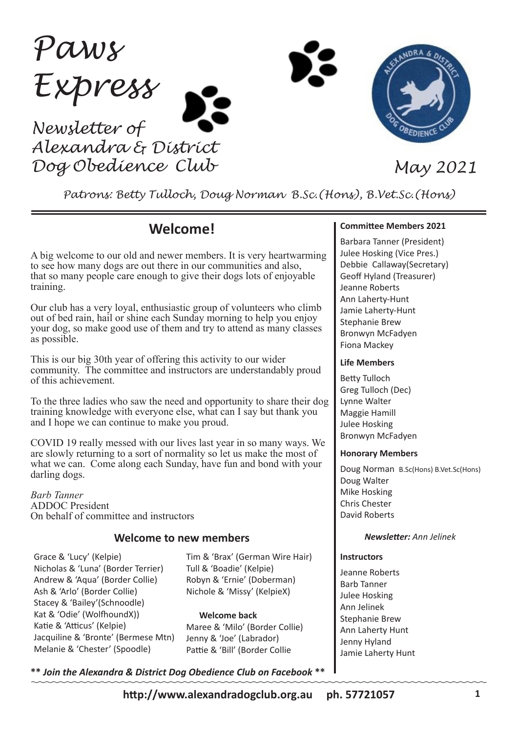# Paws Express

*Newsletter of Alexandra & District Dog Obedience Club*

*May 2021*

*Patrons: Betty Tulloch, Doug Norman B.Sc.(Hons), B.Vet.Sc.(Hons)*

## Welcome!

A big welcome to our old and newer members. It is very heartwarming to see how many dogs are out there in our communities and also, that so many people care enough to give their dogs lots of enjoyable training.

Our club has a very loyal, enthusiastic group of volunteers who climb out of bed rain, hail or shine each Sunday morning to help you enjoy your dog, so make good use of them and try to attend as many classes as possible.

This is our big 30th year of offering this activity to our wider community. The committee and instructors are understandably proud of this achievement.

To the three ladies who saw the need and opportunity to share their dog training knowledge with everyone else, what can I say but thank you and I hope we can continue to make you proud.

COVID 19 really messed with our lives last year in so many ways. We are slowly returning to a sort of normality so let us make the most of what we can. Come along each Sunday, have fun and bond with your darling dogs.

*Barb Tanner*
ADDOC President
On behalf of committee and instructors

### Welcome to new members

Grace & 'Lucy' (Kelpie)
Nicholas & 'Luna' (Border Terrier)
Andrew & 'Aqua' (Border Collie)
Ash & 'Arlo' (Border Collie)
Stacey & 'Bailey'(Schnoodle)
Kat & 'Odie' (WolfhoundX))
Katie & 'Atticus' (Kelpie)
Jacquiline & 'Bronte' (Bermese Mtn)
Melanie & 'Chester' (Spoodle)
Tim & 'Brax' (German Wire Hair)
Tull & 'Boadie' (Kelpie)
Robyn & 'Ernie' (Doberman)
Nichole & 'Missy' (KelpieX)

**Welcome back**

Maree & 'Milo' (Border Collie)
Jenny & 'Joe' (Labrador)
Pattie & 'Bill' (Border Collie

***\*\* Join the Alexandra & District Dog Obedience Club on Facebook \*\****

**Committee Members 2021**

Barbara Tanner (President)
Julee Hosking (Vice Pres.)
Debbie Callaway(Secretary)
Geoff Hyland (Treasurer)
Jeanne Roberts
Ann Laherty-Hunt
Jamie Laherty-Hunt
Stephanie Brew
Bronwyn McFadyen
Fiona Mackey

**Life Members**

Betty Tulloch
Greg Tulloch (Dec)
Lynne Walter
Maggie Hamill
Julee Hosking
Bronwyn McFadyen

**Honorary Members**

Doug Norman B.Sc(Hons) B.Vet.Sc(Hons)
Doug Walter
Mike Hosking
Chris Chester
David Roberts

***Newsletter:*** *Ann Jelinek*

**Instructors**

Jeanne Roberts
Barb Tanner
Julee Hosking
Ann Jelinek
Stephanie Brew
Ann Laherty Hunt
Jenny Hyland
Jamie Laherty Hunt

**http://www.alexandradogclub.org.au ph. 57721057**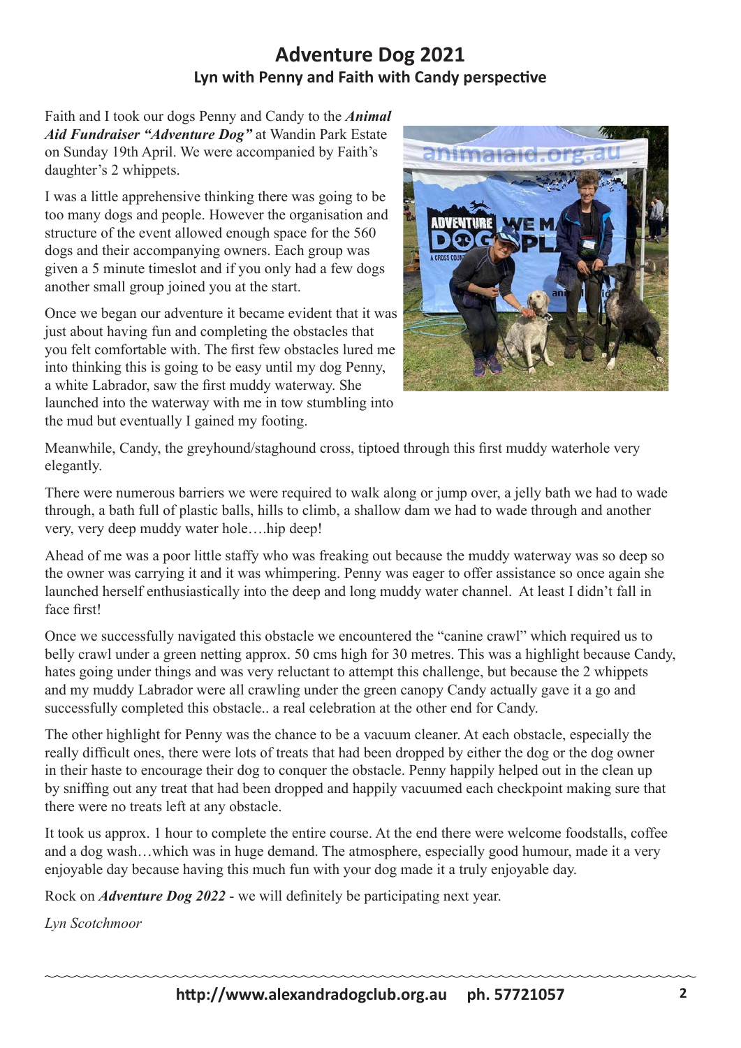# Adventure Dog 2021

### Lyn with Penny and Faith with Candy perspective

Faith and I took our dogs Penny and Candy to the ***Animal Aid Fundraiser "Adventure Dog"*** at Wandin Park Estate on Sunday 19th April. We were accompanied by Faith's daughter's 2 whippets.

I was a little apprehensive thinking there was going to be too many dogs and people. However the organisation and structure of the event allowed enough space for the 560 dogs and their accompanying owners. Each group was given a 5 minute timeslot and if you only had a few dogs another small group joined you at the start.

Once we began our adventure it became evident that it was just about having fun and completing the obstacles that you felt comfortable with. The first few obstacles lured me into thinking this is going to be easy until my dog Penny, a white Labrador, saw the first muddy waterway. She launched into the waterway with me in tow stumbling into the mud but eventually I gained my footing.

Meanwhile, Candy, the greyhound/staghound cross, tiptoed through this first muddy waterhole very elegantly.

There were numerous barriers we were required to walk along or jump over, a jelly bath we had to wade through, a bath full of plastic balls, hills to climb, a shallow dam we had to wade through and another very, very deep muddy water hole….hip deep!

Ahead of me was a poor little staffy who was freaking out because the muddy waterway was so deep so the owner was carrying it and it was whimpering. Penny was eager to offer assistance so once again she launched herself enthusiastically into the deep and long muddy water channel. At least I didn't fall in face first!

Once we successfully navigated this obstacle we encountered the "canine crawl" which required us to belly crawl under a green netting approx. 50 cms high for 30 metres. This was a highlight because Candy, hates going under things and was very reluctant to attempt this challenge, but because the 2 whippets and my muddy Labrador were all crawling under the green canopy Candy actually gave it a go and successfully completed this obstacle.. a real celebration at the other end for Candy.

The other highlight for Penny was the chance to be a vacuum cleaner. At each obstacle, especially the really difficult ones, there were lots of treats that had been dropped by either the dog or the dog owner in their haste to encourage their dog to conquer the obstacle. Penny happily helped out in the clean up by sniffing out any treat that had been dropped and happily vacuumed each checkpoint making sure that there were no treats left at any obstacle.

It took us approx. 1 hour to complete the entire course. At the end there were welcome foodstalls, coffee and a dog wash…which was in huge demand. The atmosphere, especially good humour, made it a very enjoyable day because having this much fun with your dog made it a truly enjoyable day.

Rock on ***Adventure Dog 2022*** - we will definitely be participating next year.

*Lyn Scotchmoor*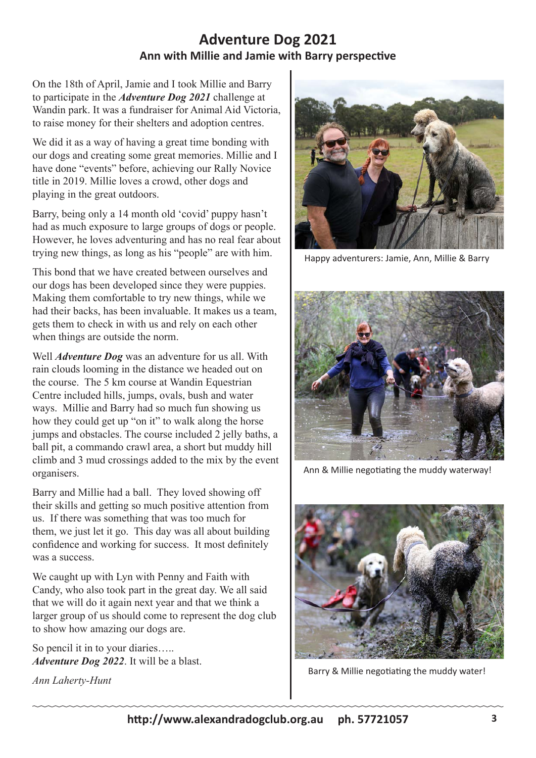# Adventure Dog 2021

## Ann with Millie and Jamie with Barry perspective

On the 18th of April, Jamie and I took Millie and Barry to participate in the ***Adventure Dog 2021*** challenge at Wandin park. It was a fundraiser for Animal Aid Victoria, to raise money for their shelters and adoption centres.

We did it as a way of having a great time bonding with our dogs and creating some great memories. Millie and I have done "events" before, achieving our Rally Novice title in 2019. Millie loves a crowd, other dogs and playing in the great outdoors.

Barry, being only a 14 month old 'covid' puppy hasn't had as much exposure to large groups of dogs or people. However, he loves adventuring and has no real fear about trying new things, as long as his "people" are with him.

This bond that we have created between ourselves and our dogs has been developed since they were puppies. Making them comfortable to try new things, while we had their backs, has been invaluable. It makes us a team, gets them to check in with us and rely on each other when things are outside the norm.

Well ***Adventure Dog*** was an adventure for us all. With rain clouds looming in the distance we headed out on the course. The 5 km course at Wandin Equestrian Centre included hills, jumps, ovals, bush and water ways. Millie and Barry had so much fun showing us how they could get up "on it" to walk along the horse jumps and obstacles. The course included 2 jelly baths, a ball pit, a commando crawl area, a short but muddy hill climb and 3 mud crossings added to the mix by the event organisers.

Barry and Millie had a ball. They loved showing off their skills and getting so much positive attention from us. If there was something that was too much for them, we just let it go. This day was all about building confidence and working for success. It most definitely was a success.

We caught up with Lyn with Penny and Faith with Candy, who also took part in the great day. We all said that we will do it again next year and that we think a larger group of us should come to represent the dog club to show how amazing our dogs are.

So pencil it in to your diaries…..
***Adventure Dog 2022***. It will be a blast.

*Ann Laherty-Hunt*

Happy adventurers: Jamie, Ann, Millie & Barry

Ann & Millie negotiating the muddy waterway!

Barry & Millie negotiating the muddy water!

http://www.alexandradogclub.org.au ph. 57721057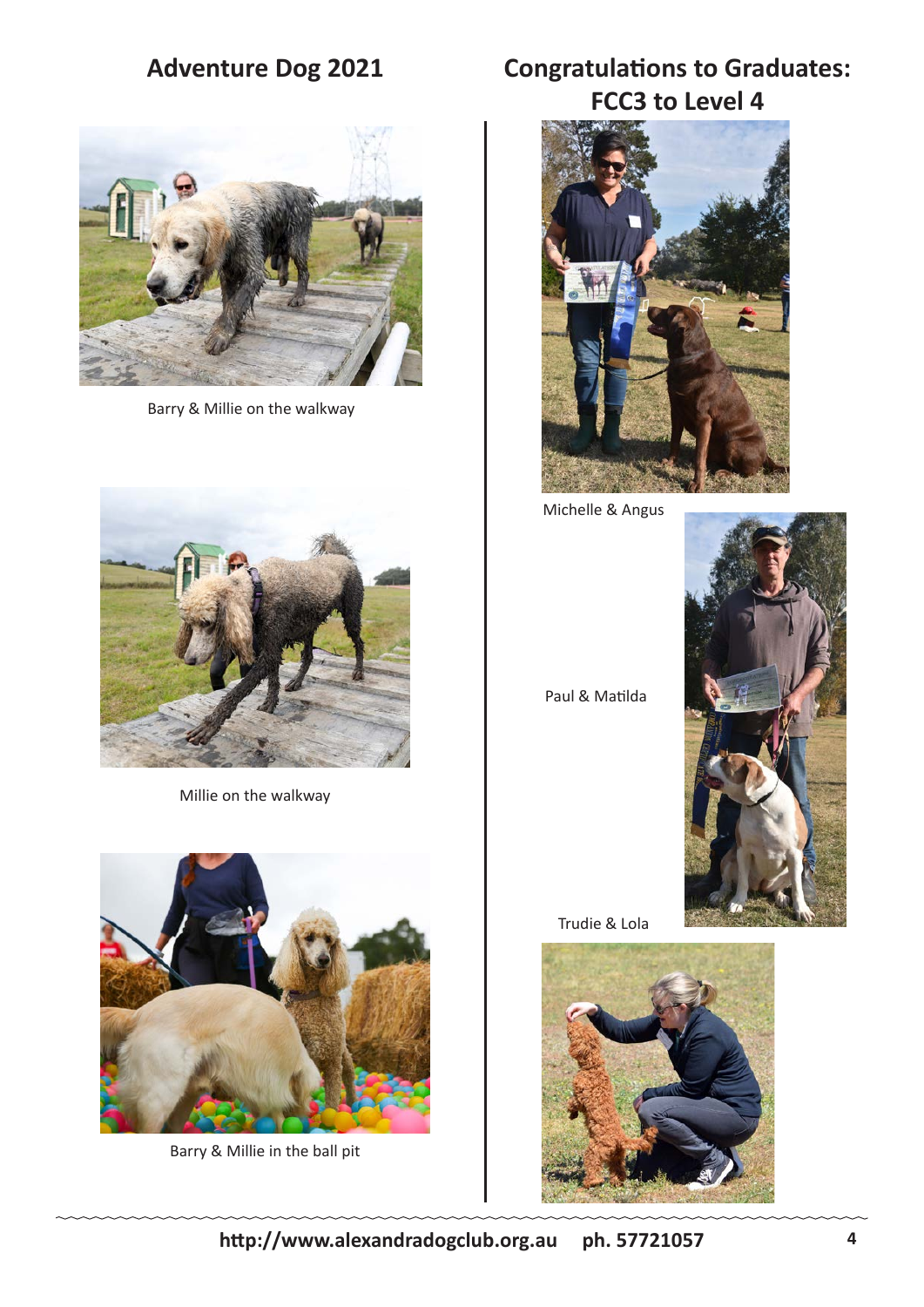## Adventure Dog 2021

Barry & Millie on the walkway

Millie on the walkway

Barry & Millie in the ball pit

## Congratulations to Graduates: FCC3 to Level 4

Michelle & Angus

Paul & Matilda

Trudie & Lola

**http://www.alexandradogclub.org.au ph. 57721057**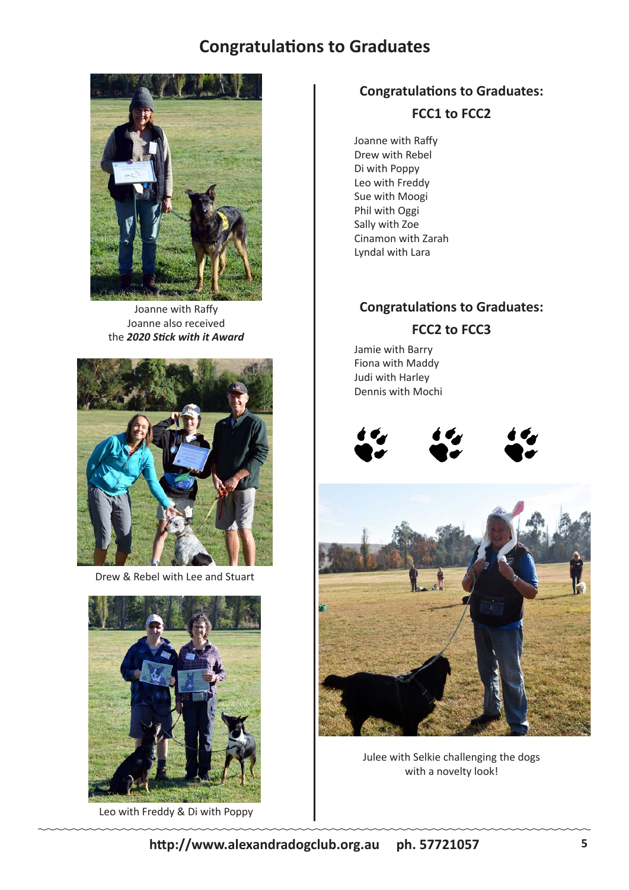# Congratulations to Graduates

Joanne with Raffy
Joanne also received
the ***2020 Stick with it Award***

Drew & Rebel with Lee and Stuart

Leo with Freddy & Di with Poppy

## Congratulations to Graduates: FCC1 to FCC2

Joanne with Raffy
Drew with Rebel
Di with Poppy
Leo with Freddy
Sue with Moogi
Phil with Oggi
Sally with Zoe
Cinamon with Zarah
Lyndal with Lara

## Congratulations to Graduates: FCC2 to FCC3

Jamie with Barry
Fiona with Maddy
Judi with Harley
Dennis with Mochi

Julee with Selkie challenging the dogs with a novelty look!

**http://www.alexandradogclub.org.au ph. 57721057**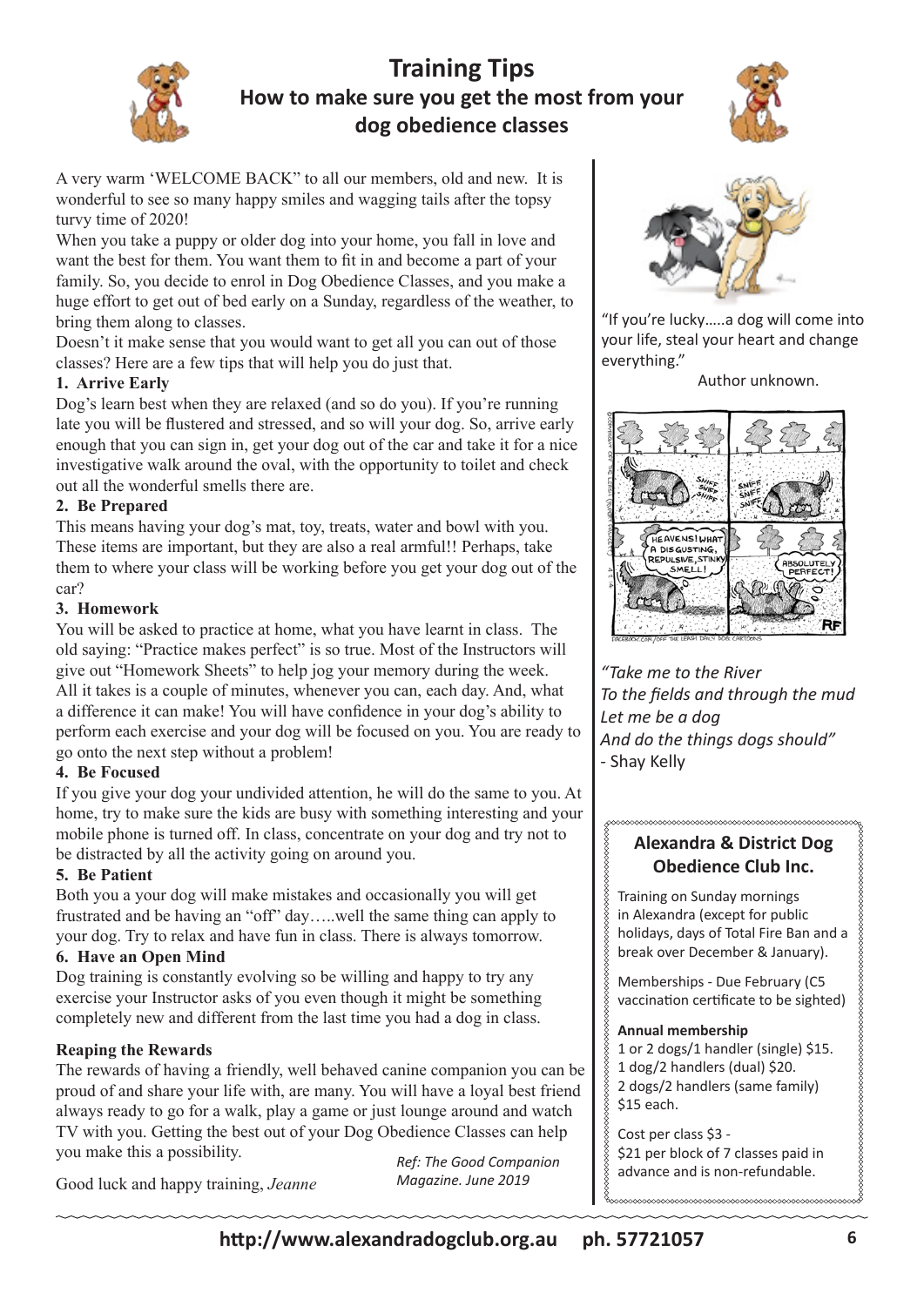# Training Tips

## How to make sure you get the most from your dog obedience classes

A very warm 'WELCOME BACK" to all our members, old and new. It is wonderful to see so many happy smiles and wagging tails after the topsy turvy time of 2020!

When you take a puppy or older dog into your home, you fall in love and want the best for them. You want them to fit in and become a part of your family. So, you decide to enrol in Dog Obedience Classes, and you make a huge effort to get out of bed early on a Sunday, regardless of the weather, to bring them along to classes.

Doesn't it make sense that you would want to get all you can out of those classes? Here are a few tips that will help you do just that.

**1. Arrive Early**

Dog's learn best when they are relaxed (and so do you). If you're running late you will be flustered and stressed, and so will your dog. So, arrive early enough that you can sign in, get your dog out of the car and take it for a nice investigative walk around the oval, with the opportunity to toilet and check out all the wonderful smells there are.

**2. Be Prepared**

This means having your dog's mat, toy, treats, water and bowl with you. These items are important, but they are also a real armful!! Perhaps, take them to where your class will be working before you get your dog out of the car?

**3. Homework**

You will be asked to practice at home, what you have learnt in class. The old saying: "Practice makes perfect" is so true. Most of the Instructors will give out "Homework Sheets" to help jog your memory during the week. All it takes is a couple of minutes, whenever you can, each day. And, what a difference it can make! You will have confidence in your dog's ability to perform each exercise and your dog will be focused on you. You are ready to go onto the next step without a problem!

**4. Be Focused**

If you give your dog your undivided attention, he will do the same to you. At home, try to make sure the kids are busy with something interesting and your mobile phone is turned off. In class, concentrate on your dog and try not to be distracted by all the activity going on around you.

**5. Be Patient**

Both you a your dog will make mistakes and occasionally you will get frustrated and be having an "off" day…..well the same thing can apply to your dog. Try to relax and have fun in class. There is always tomorrow.

**6. Have an Open Mind**

Dog training is constantly evolving so be willing and happy to try any exercise your Instructor asks of you even though it might be something completely new and different from the last time you had a dog in class.

**Reaping the Rewards**

The rewards of having a friendly, well behaved canine companion you can be proud of and share your life with, are many. You will have a loyal best friend always ready to go for a walk, play a game or just lounge around and watch TV with you. Getting the best out of your Dog Obedience Classes can help you make this a possibility.

Good luck and happy training, *Jeanne*

*Ref: The Good Companion Magazine. June 2019*

"If you're lucky…..a dog will come into your life, steal your heart and change everything."

Author unknown.

*"Take me to the River*
*To the fields and through the mud*
*Let me be a dog*
*And do the things dogs should"*
- Shay Kelly

### Alexandra & District Dog Obedience Club Inc.

Training on Sunday mornings in Alexandra (except for public holidays, days of Total Fire Ban and a break over December & January).

Memberships - Due February (C5 vaccination certificate to be sighted)

**Annual membership**

1 or 2 dogs/1 handler (single) $15.
1 dog/2 handlers (dual) $20.
2 dogs/2 handlers (same family) $15 each.

Cost per class $3 -
$21 per block of 7 classes paid in advance and is non-refundable.

**http://www.alexandradogclub.org.au ph. 57721057**